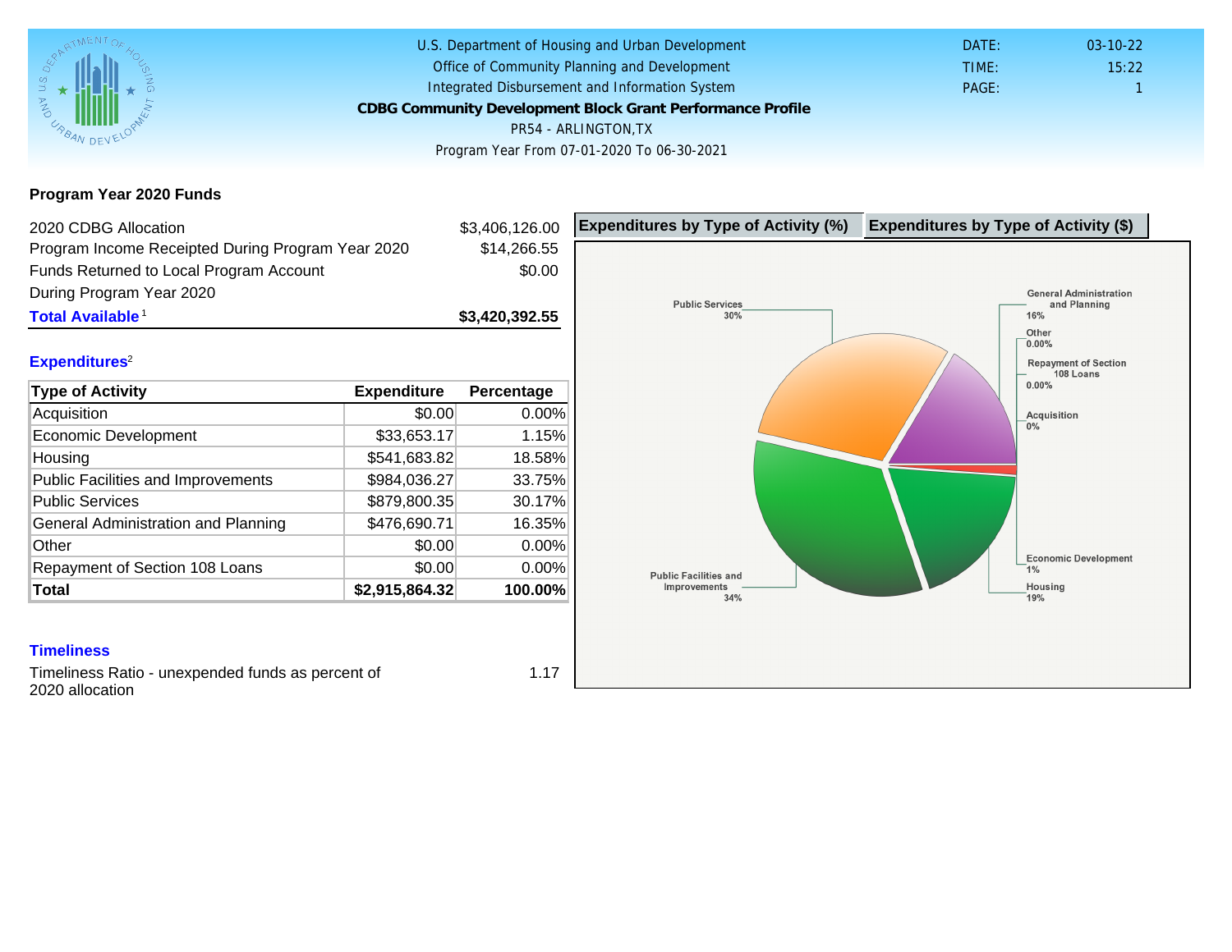U.S. Department of Housing and Urban Development
Office of Community Planning and Development
Integrated Disbursement and Information System

# CDBG Community Development Block Grant Performance Profile

PR54 - ARLINGTON,TX

Program Year From 07-01-2020 To 06-30-2021

DATE: 03-10-22
TIME: 15:22
PAGE: 1

## Program Year 2020 Funds

| | |
|---|---|
| 2020 CDBG Allocation | $3,406,126.00 |
| Program Income Receipted During Program Year 2020 | $14,266.55 |
| Funds Returned to Local Program Account During Program Year 2020 | $0.00 |
| **Total Available**[1] | **$3,420,392.55** |

## Expenditures[2]

| Type of Activity | Expenditure | Percentage |
|---|---|---|
| Acquisition | $0.00 | 0.00% |
| Economic Development | $33,653.17 | 1.15% |
| Housing | $541,683.82 | 18.58% |
| Public Facilities and Improvements | $984,036.27 | 33.75% |
| Public Services | $879,800.35 | 30.17% |
| General Administration and Planning | $476,690.71 | 16.35% |
| Other | $0.00 | 0.00% |
| Repayment of Section 108 Loans | $0.00 | 0.00% |
| **Total** | **$2,915,864.32** | **100.00%** |

**Expenditures by Type of Activity (%)** | **Expenditures by Type of Activity ($)**

Public Services 30%
General Administration and Planning 16%
Other 0.00%
Repayment of Section 108 Loans 0.00%
Acquisition 0%
Economic Development 1%
Housing 19%
Public Facilities and Improvements 34%

## Timeliness

| | |
|---|---|
| Timeliness Ratio - unexpended funds as percent of 2020 allocation | 1.17 |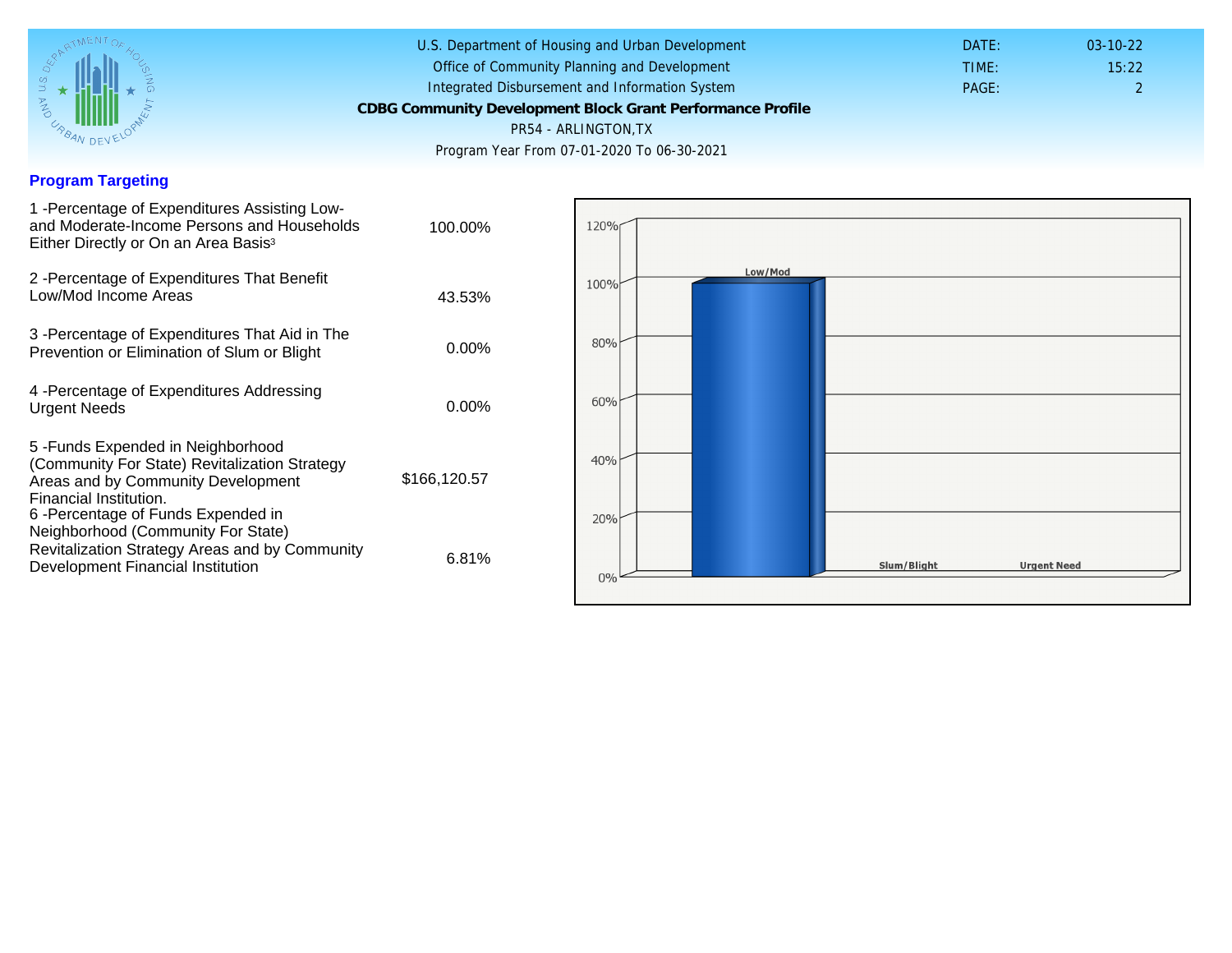U.S. Department of Housing and Urban Development
Office of Community Planning and Development
Integrated Disbursement and Information System

**CDBG Community Development Block Grant Performance Profile**

PR54 - ARLINGTON,TX

Program Year From 07-01-2020 To 06-30-2021

DATE: 03-10-22
TIME: 15:22

## Program Targeting

| Measure | Value |
|---|---|
| 1 -Percentage of Expenditures Assisting Low- and Moderate-Income Persons and Households Either Directly or On an Area Basis[3] | 100.00% |
| 2 -Percentage of Expenditures That Benefit Low/Mod Income Areas | 43.53% |
| 3 -Percentage of Expenditures That Aid in The Prevention or Elimination of Slum or Blight | 0.00% |
| 4 -Percentage of Expenditures Addressing Urgent Needs | 0.00% |
| 5 -Funds Expended in Neighborhood (Community For State) Revitalization Strategy Areas and by Community Development Financial Institution. | $166,120.57 |
| 6 -Percentage of Funds Expended in Neighborhood (Community For State) Revitalization Strategy Areas and by Community Development Financial Institution | 6.81% |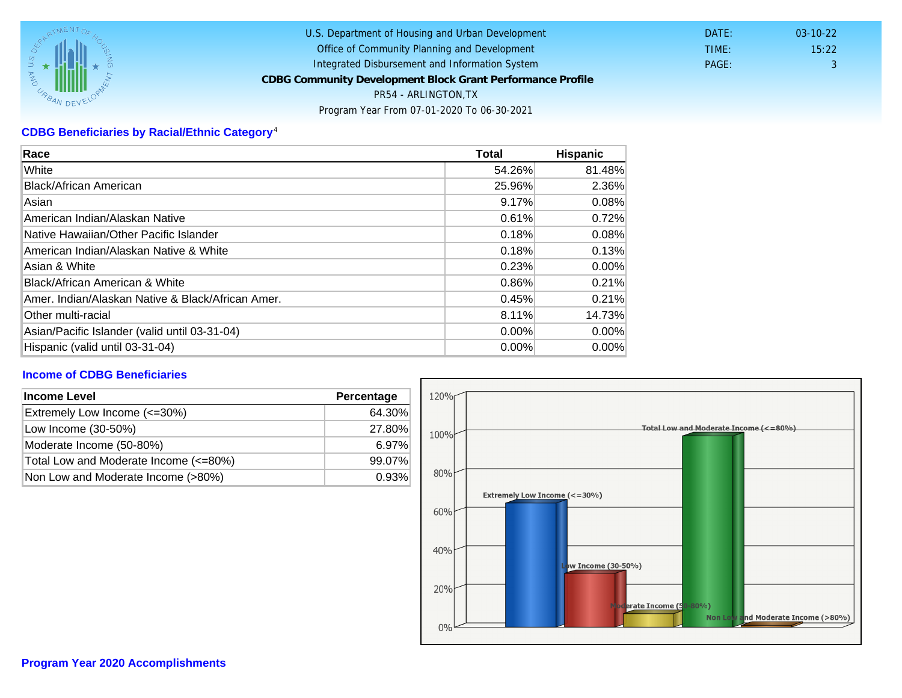U.S. Department of Housing and Urban Development
Office of Community Planning and Development
Integrated Disbursement and Information System
**CDBG Community Development Block Grant Performance Profile**
PR54 - ARLINGTON,TX
Program Year From 07-01-2020 To 06-30-2021

DATE: 03-10-22
TIME: 15:22
PAGE: 3

## CDBG Beneficiaries by Racial/Ethnic Category[4]

| Race | Total | Hispanic |
|---|---|---|
| White | 54.26% | 81.48% |
| Black/African American | 25.96% | 2.36% |
| Asian | 9.17% | 0.08% |
| American Indian/Alaskan Native | 0.61% | 0.72% |
| Native Hawaiian/Other Pacific Islander | 0.18% | 0.08% |
| American Indian/Alaskan Native & White | 0.18% | 0.13% |
| Asian & White | 0.23% | 0.00% |
| Black/African American & White | 0.86% | 0.21% |
| Amer. Indian/Alaskan Native & Black/African Amer. | 0.45% | 0.21% |
| Other multi-racial | 8.11% | 14.73% |
| Asian/Pacific Islander (valid until 03-31-04) | 0.00% | 0.00% |
| Hispanic (valid until 03-31-04) | 0.00% | 0.00% |

## Income of CDBG Beneficiaries

| Income Level | Percentage |
|---|---|
| Extremely Low Income (<=30%) | 64.30% |
| Low Income (30-50%) | 27.80% |
| Moderate Income (50-80%) | 6.97% |
| Total Low and Moderate Income (<=80%) | 99.07% |
| Non Low and Moderate Income (>80%) | 0.93% |

## Program Year 2020 Accomplishments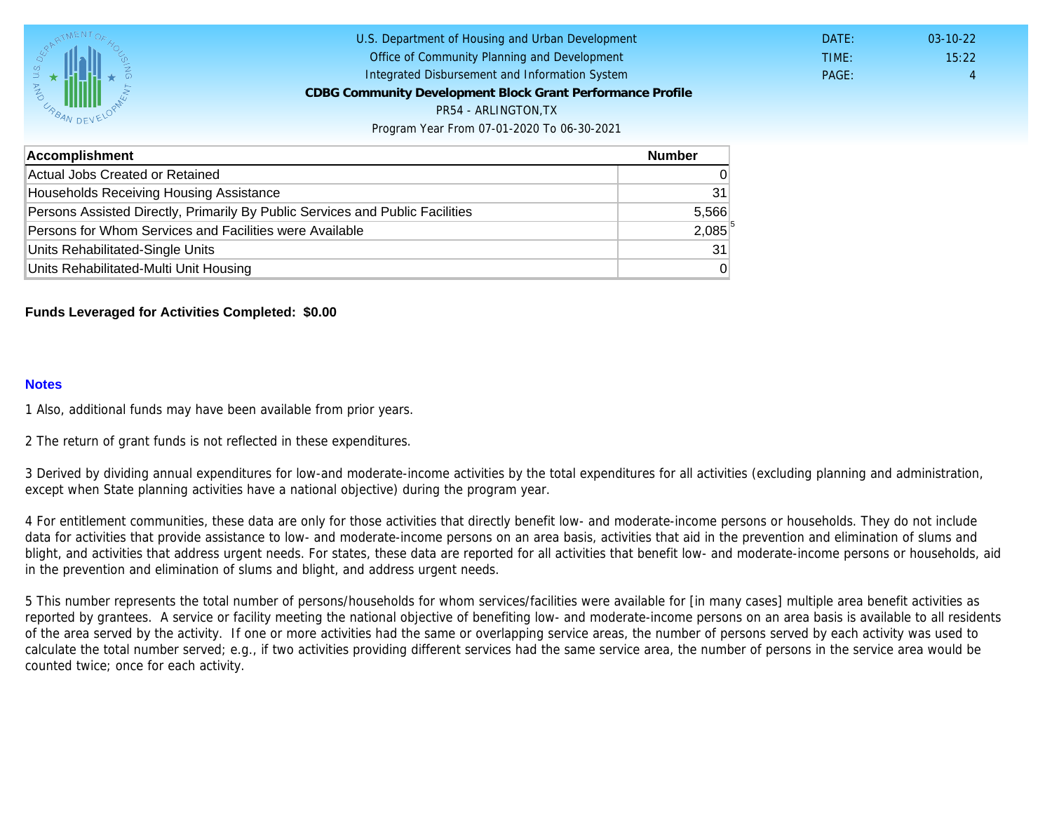U.S. Department of Housing and Urban Development
Office of Community Planning and Development
Integrated Disbursement and Information System
**CDBG Community Development Block Grant Performance Profile**
PR54 - ARLINGTON,TX
Program Year From 07-01-2020 To 06-30-2021

DATE: 03-10-22
TIME: 15:22

| Accomplishment | Number |
|---|---|
| Actual Jobs Created or Retained | 0 |
| Households Receiving Housing Assistance | 31 |
| Persons Assisted Directly, Primarily By Public Services and Public Facilities | 5,566 |
| Persons for Whom Services and Facilities were Available | 2,085 [5] |
| Units Rehabilitated-Single Units | 31 |
| Units Rehabilitated-Multi Unit Housing | 0 |

**Funds Leveraged for Activities Completed: $0.00**

## Notes

1 Also, additional funds may have been available from prior years.

2 The return of grant funds is not reflected in these expenditures.

3 Derived by dividing annual expenditures for low-and moderate-income activities by the total expenditures for all activities (excluding planning and administration, except when State planning activities have a national objective) during the program year.

4 For entitlement communities, these data are only for those activities that directly benefit low- and moderate-income persons or households. They do not include data for activities that provide assistance to low- and moderate-income persons on an area basis, activities that aid in the prevention and elimination of slums and blight, and activities that address urgent needs. For states, these data are reported for all activities that benefit low- and moderate-income persons or households, aid in the prevention and elimination of slums and blight, and address urgent needs.

5 This number represents the total number of persons/households for whom services/facilities were available for [in many cases] multiple area benefit activities as reported by grantees. A service or facility meeting the national objective of benefiting low- and moderate-income persons on an area basis is available to all residents of the area served by the activity. If one or more activities had the same or overlapping service areas, the number of persons served by each activity was used to calculate the total number served; e.g., if two activities providing different services had the same service area, the number of persons in the service area would be counted twice; once for each activity.